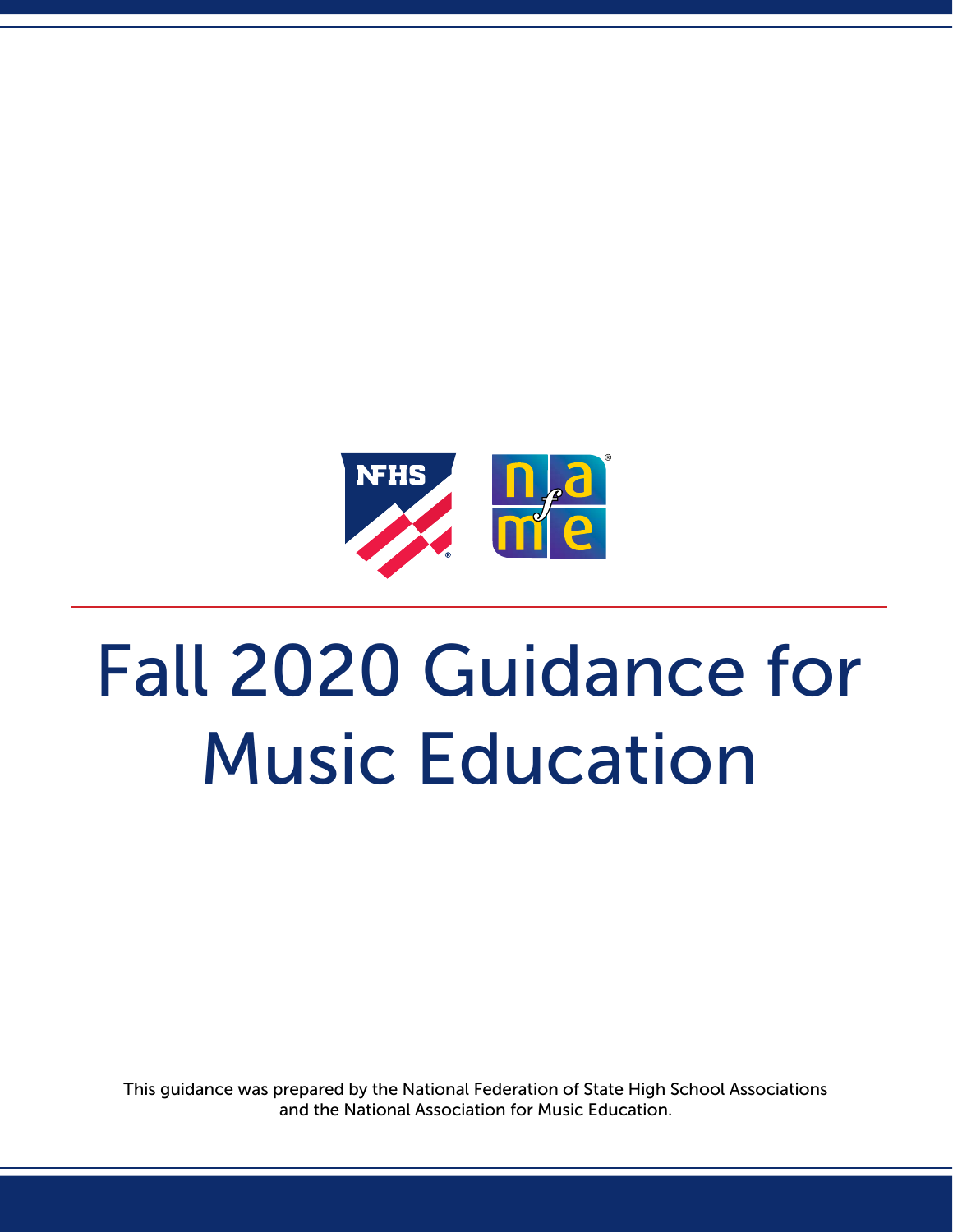# Fall 2020 Guidance for Music Education

This guidance was prepared by the National Federation of State High School Associations and the National Association for Music Education.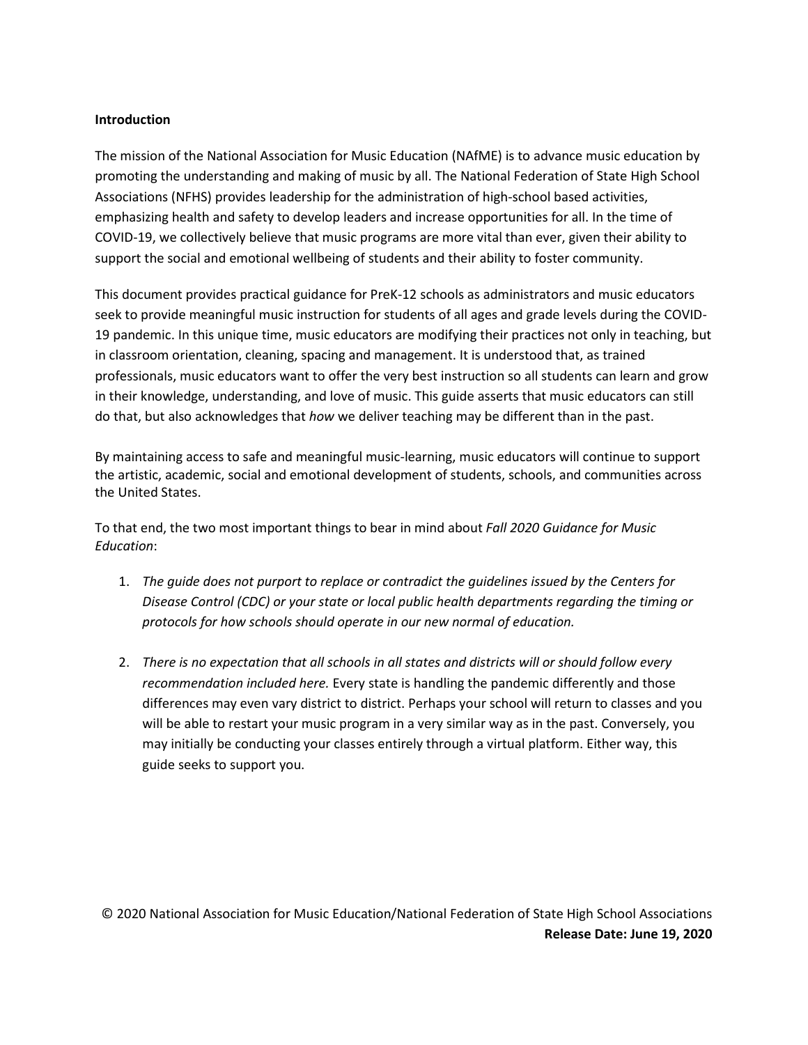**Introduction**

The mission of the National Association for Music Education (NAfME) is to advance music education by promoting the understanding and making of music by all. The National Federation of State High School Associations (NFHS) provides leadership for the administration of high-school based activities, emphasizing health and safety to develop leaders and increase opportunities for all. In the time of COVID-19, we collectively believe that music programs are more vital than ever, given their ability to support the social and emotional wellbeing of students and their ability to foster community.

This document provides practical guidance for PreK-12 schools as administrators and music educators seek to provide meaningful music instruction for students of all ages and grade levels during the COVID-19 pandemic. In this unique time, music educators are modifying their practices not only in teaching, but in classroom orientation, cleaning, spacing and management. It is understood that, as trained professionals, music educators want to offer the very best instruction so all students can learn and grow in their knowledge, understanding, and love of music. This guide asserts that music educators can still do that, but also acknowledges that *how* we deliver teaching may be different than in the past.

By maintaining access to safe and meaningful music-learning, music educators will continue to support the artistic, academic, social and emotional development of students, schools, and communities across the United States.

To that end, the two most important things to bear in mind about *Fall 2020 Guidance for Music Education*:

1. *The guide does not purport to replace or contradict the guidelines issued by the Centers for Disease Control (CDC) or your state or local public health departments regarding the timing or protocols for how schools should operate in our new normal of education.*
2. *There is no expectation that all schools in all states and districts will or should follow every recommendation included here.* Every state is handling the pandemic differently and those differences may even vary district to district. Perhaps your school will return to classes and you will be able to restart your music program in a very similar way as in the past. Conversely, you may initially be conducting your classes entirely through a virtual platform. Either way, this guide seeks to support you.

© 2020 National Association for Music Education/National Federation of State High School Associations

**Release Date: June 19, 2020**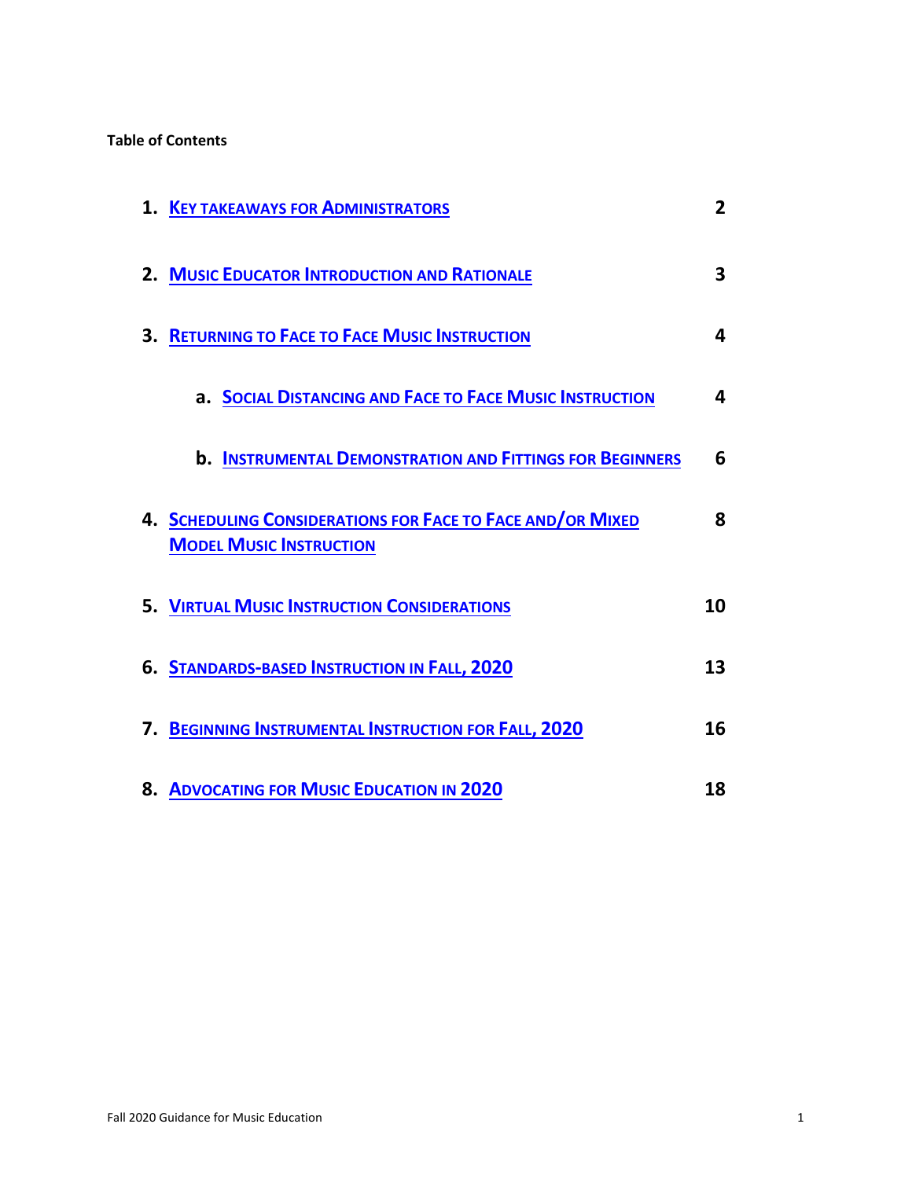**Table of Contents**

1. **Key takeaways for Administrators** — 2
2. **Music Educator Introduction and Rationale** — 3
3. **Returning to Face to Face Music Instruction** — 4
   a. **Social Distancing and Face to Face Music Instruction** — 4
   b. **Instrumental Demonstration and Fittings for Beginners** — 6
4. **Scheduling Considerations for Face to Face and/or Mixed Model Music Instruction** — 8
5. **Virtual Music Instruction Considerations** — 10
6. **Standards-based Instruction in Fall, 2020** — 13
7. **Beginning Instrumental Instruction for Fall, 2020** — 16
8. **Advocating for Music Education in 2020** — 18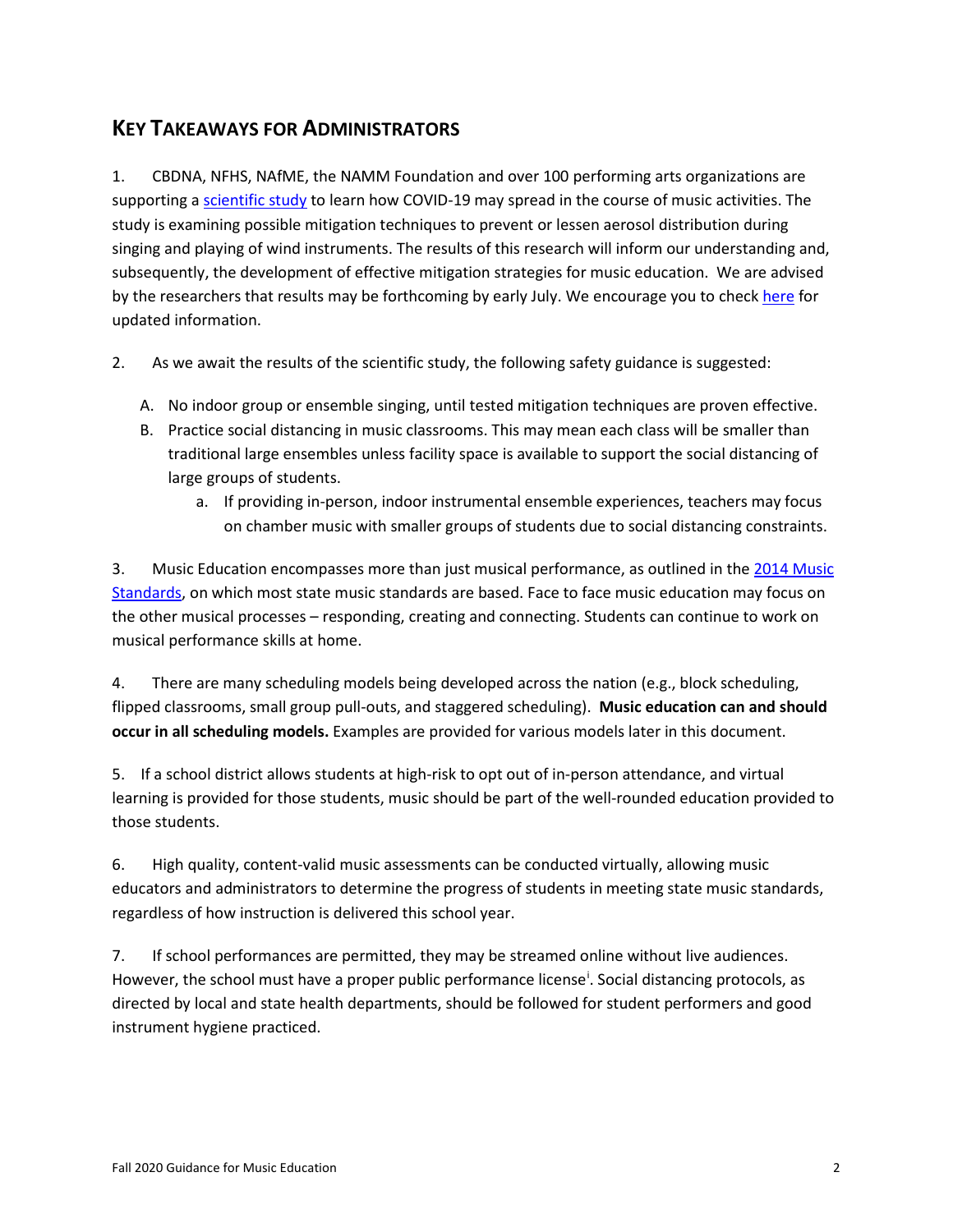## KEY TAKEAWAYS FOR ADMINISTRATORS

1. CBDNA, NFHS, NAfME, the NAMM Foundation and over 100 performing arts organizations are supporting a scientific study to learn how COVID-19 may spread in the course of music activities. The study is examining possible mitigation techniques to prevent or lessen aerosol distribution during singing and playing of wind instruments. The results of this research will inform our understanding and, subsequently, the development of effective mitigation strategies for music education. We are advised by the researchers that results may be forthcoming by early July. We encourage you to check here for updated information.

2. As we await the results of the scientific study, the following safety guidance is suggested:

   A. No indoor group or ensemble singing, until tested mitigation techniques are proven effective.

   B. Practice social distancing in music classrooms. This may mean each class will be smaller than traditional large ensembles unless facility space is available to support the social distancing of large groups of students.

      a. If providing in-person, indoor instrumental ensemble experiences, teachers may focus on chamber music with smaller groups of students due to social distancing constraints.

3. Music Education encompasses more than just musical performance, as outlined in the 2014 Music Standards, on which most state music standards are based. Face to face music education may focus on the other musical processes – responding, creating and connecting. Students can continue to work on musical performance skills at home.

4. There are many scheduling models being developed across the nation (e.g., block scheduling, flipped classrooms, small group pull-outs, and staggered scheduling). **Music education can and should occur in all scheduling models.** Examples are provided for various models later in this document.

5. If a school district allows students at high-risk to opt out of in-person attendance, and virtual learning is provided for those students, music should be part of the well-rounded education provided to those students.

6. High quality, content-valid music assessments can be conducted virtually, allowing music educators and administrators to determine the progress of students in meeting state music standards, regardless of how instruction is delivered this school year.

7. If school performances are permitted, they may be streamed online without live audiences. However, the school must have a proper public performance license[i]. Social distancing protocols, as directed by local and state health departments, should be followed for student performers and good instrument hygiene practiced.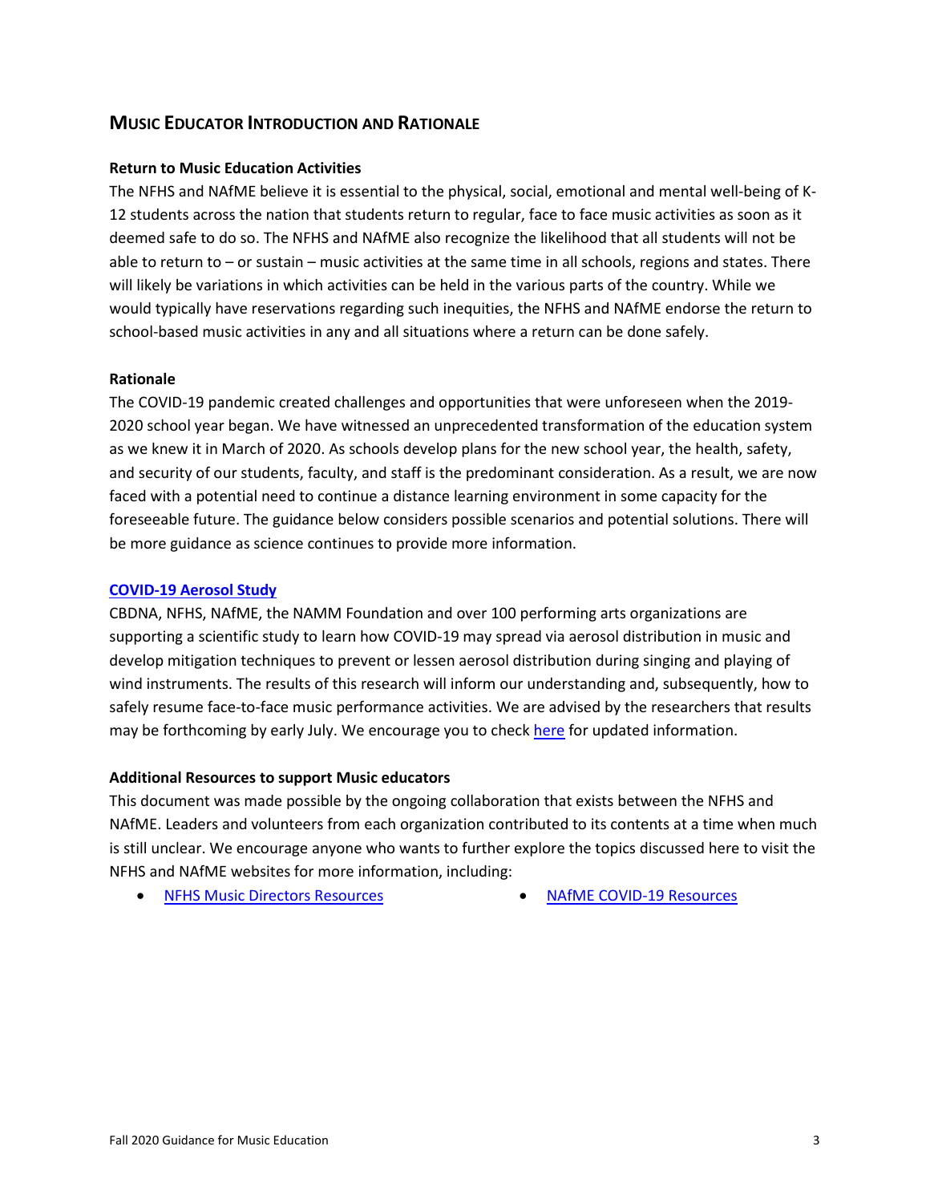## Music Educator Introduction and Rationale

**Return to Music Education Activities**

The NFHS and NAfME believe it is essential to the physical, social, emotional and mental well-being of K-12 students across the nation that students return to regular, face to face music activities as soon as it deemed safe to do so. The NFHS and NAfME also recognize the likelihood that all students will not be able to return to – or sustain – music activities at the same time in all schools, regions and states. There will likely be variations in which activities can be held in the various parts of the country. While we would typically have reservations regarding such inequities, the NFHS and NAfME endorse the return to school-based music activities in any and all situations where a return can be done safely.

**Rationale**

The COVID-19 pandemic created challenges and opportunities that were unforeseen when the 2019-2020 school year began. We have witnessed an unprecedented transformation of the education system as we knew it in March of 2020. As schools develop plans for the new school year, the health, safety, and security of our students, faculty, and staff is the predominant consideration. As a result, we are now faced with a potential need to continue a distance learning environment in some capacity for the foreseeable future. The guidance below considers possible scenarios and potential solutions. There will be more guidance as science continues to provide more information.

**COVID-19 Aerosol Study**

CBDNA, NFHS, NAfME, the NAMM Foundation and over 100 performing arts organizations are supporting a scientific study to learn how COVID-19 may spread via aerosol distribution in music and develop mitigation techniques to prevent or lessen aerosol distribution during singing and playing of wind instruments. The results of this research will inform our understanding and, subsequently, how to safely resume face-to-face music performance activities. We are advised by the researchers that results may be forthcoming by early July. We encourage you to check here for updated information.

**Additional Resources to support Music educators**

This document was made possible by the ongoing collaboration that exists between the NFHS and NAfME. Leaders and volunteers from each organization contributed to its contents at a time when much is still unclear. We encourage anyone who wants to further explore the topics discussed here to visit the NFHS and NAfME websites for more information, including:

- NFHS Music Directors Resources
- NAfME COVID-19 Resources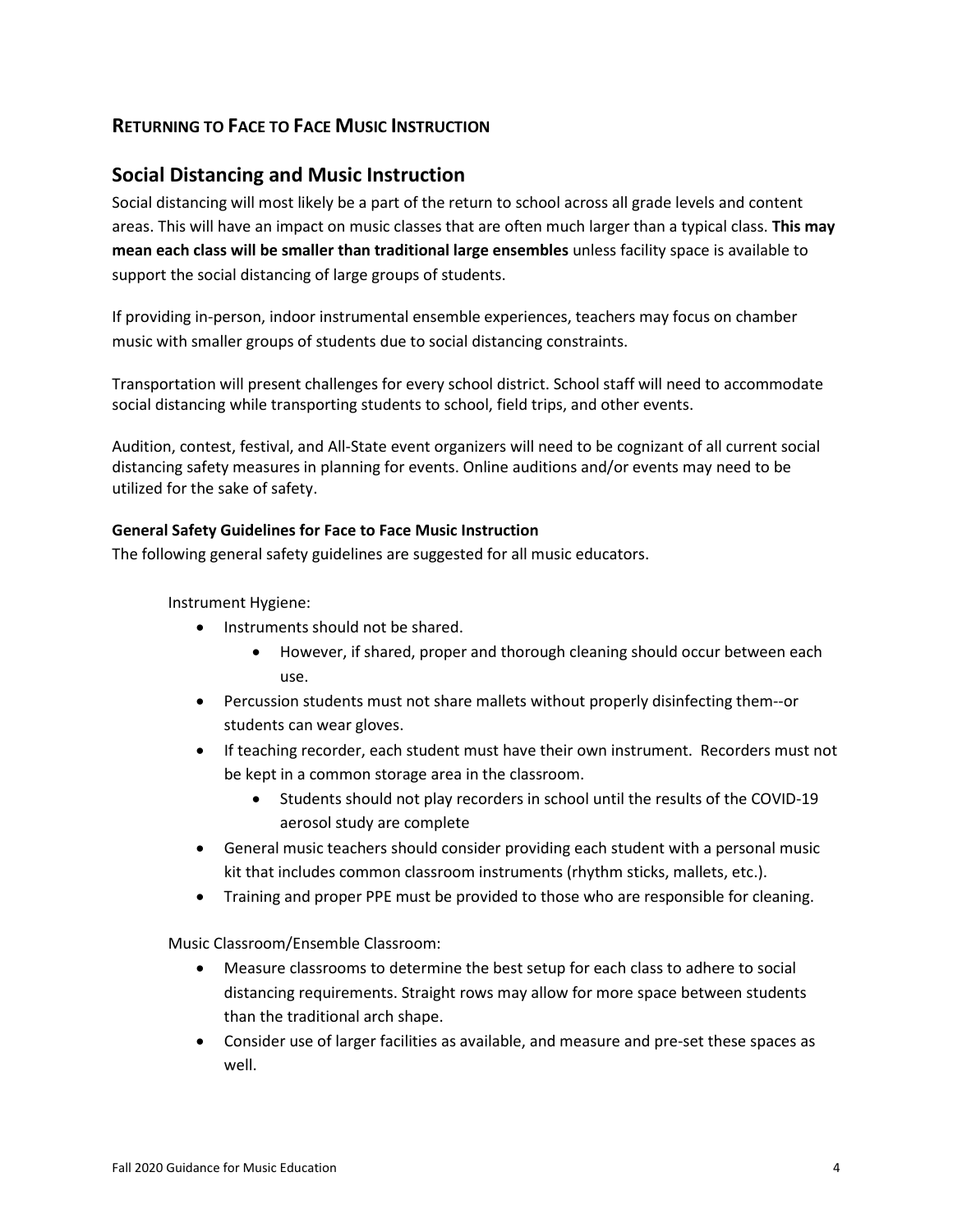# RETURNING TO FACE TO FACE MUSIC INSTRUCTION

## Social Distancing and Music Instruction

Social distancing will most likely be a part of the return to school across all grade levels and content areas. This will have an impact on music classes that are often much larger than a typical class. **This may mean each class will be smaller than traditional large ensembles** unless facility space is available to support the social distancing of large groups of students.

If providing in-person, indoor instrumental ensemble experiences, teachers may focus on chamber music with smaller groups of students due to social distancing constraints.

Transportation will present challenges for every school district. School staff will need to accommodate social distancing while transporting students to school, field trips, and other events.

Audition, contest, festival, and All-State event organizers will need to be cognizant of all current social distancing safety measures in planning for events. Online auditions and/or events may need to be utilized for the sake of safety.

### General Safety Guidelines for Face to Face Music Instruction

The following general safety guidelines are suggested for all music educators.

Instrument Hygiene:

- Instruments should not be shared.
  - However, if shared, proper and thorough cleaning should occur between each use.
- Percussion students must not share mallets without properly disinfecting them--or students can wear gloves.
- If teaching recorder, each student must have their own instrument. Recorders must not be kept in a common storage area in the classroom.
  - Students should not play recorders in school until the results of the COVID-19 aerosol study are complete
- General music teachers should consider providing each student with a personal music kit that includes common classroom instruments (rhythm sticks, mallets, etc.).
- Training and proper PPE must be provided to those who are responsible for cleaning.

Music Classroom/Ensemble Classroom:

- Measure classrooms to determine the best setup for each class to adhere to social distancing requirements. Straight rows may allow for more space between students than the traditional arch shape.
- Consider use of larger facilities as available, and measure and pre-set these spaces as well.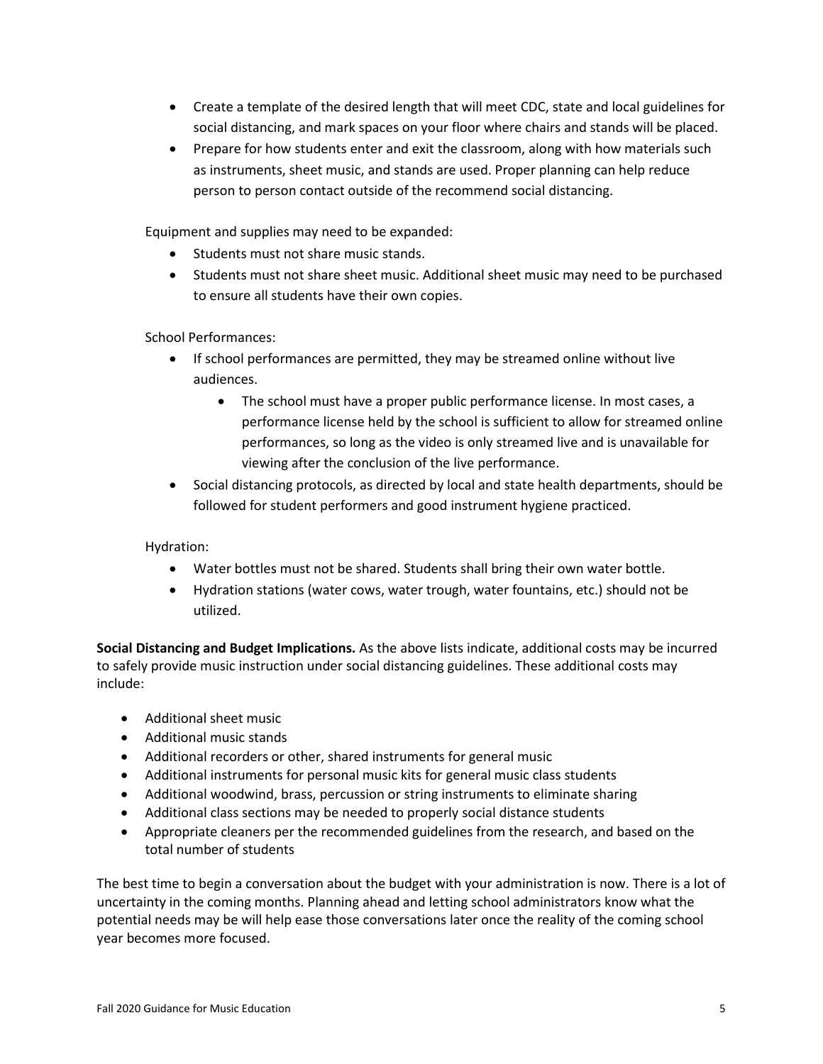- Create a template of the desired length that will meet CDC, state and local guidelines for social distancing, and mark spaces on your floor where chairs and stands will be placed.
- Prepare for how students enter and exit the classroom, along with how materials such as instruments, sheet music, and stands are used. Proper planning can help reduce person to person contact outside of the recommend social distancing.

Equipment and supplies may need to be expanded:

- Students must not share music stands.
- Students must not share sheet music. Additional sheet music may need to be purchased to ensure all students have their own copies.

School Performances:

- If school performances are permitted, they may be streamed online without live audiences.
    - The school must have a proper public performance license. In most cases, a performance license held by the school is sufficient to allow for streamed online performances, so long as the video is only streamed live and is unavailable for viewing after the conclusion of the live performance.
- Social distancing protocols, as directed by local and state health departments, should be followed for student performers and good instrument hygiene practiced.

Hydration:

- Water bottles must not be shared. Students shall bring their own water bottle.
- Hydration stations (water cows, water trough, water fountains, etc.) should not be utilized.

**Social Distancing and Budget Implications.** As the above lists indicate, additional costs may be incurred to safely provide music instruction under social distancing guidelines. These additional costs may include:

- Additional sheet music
- Additional music stands
- Additional recorders or other, shared instruments for general music
- Additional instruments for personal music kits for general music class students
- Additional woodwind, brass, percussion or string instruments to eliminate sharing
- Additional class sections may be needed to properly social distance students
- Appropriate cleaners per the recommended guidelines from the research, and based on the total number of students

The best time to begin a conversation about the budget with your administration is now. There is a lot of uncertainty in the coming months. Planning ahead and letting school administrators know what the potential needs may be will help ease those conversations later once the reality of the coming school year becomes more focused.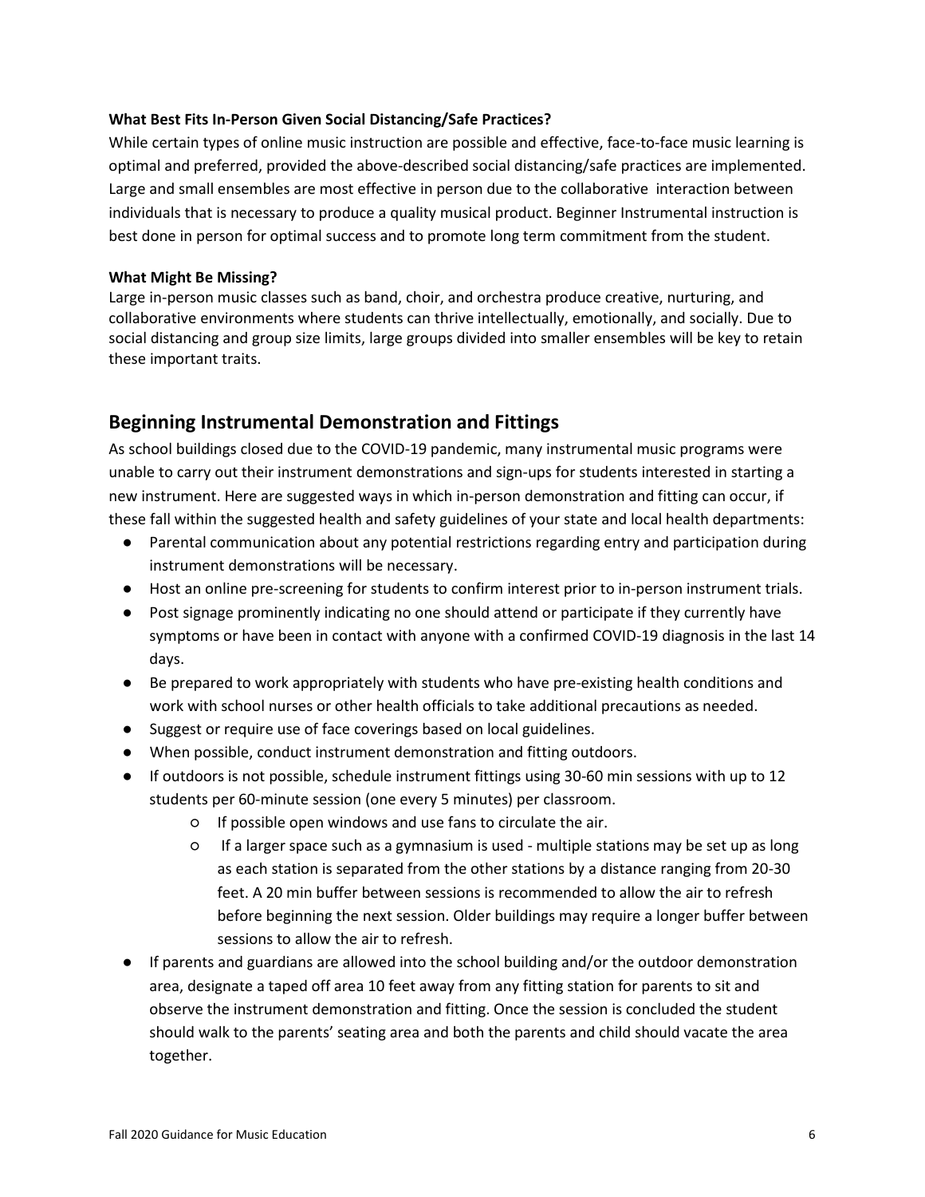**What Best Fits In-Person Given Social Distancing/Safe Practices?**

While certain types of online music instruction are possible and effective, face-to-face music learning is optimal and preferred, provided the above-described social distancing/safe practices are implemented. Large and small ensembles are most effective in person due to the collaborative interaction between individuals that is necessary to produce a quality musical product. Beginner Instrumental instruction is best done in person for optimal success and to promote long term commitment from the student.

**What Might Be Missing?**

Large in-person music classes such as band, choir, and orchestra produce creative, nurturing, and collaborative environments where students can thrive intellectually, emotionally, and socially. Due to social distancing and group size limits, large groups divided into smaller ensembles will be key to retain these important traits.

## Beginning Instrumental Demonstration and Fittings

As school buildings closed due to the COVID-19 pandemic, many instrumental music programs were unable to carry out their instrument demonstrations and sign-ups for students interested in starting a new instrument. Here are suggested ways in which in-person demonstration and fitting can occur, if these fall within the suggested health and safety guidelines of your state and local health departments:

- Parental communication about any potential restrictions regarding entry and participation during instrument demonstrations will be necessary.
- Host an online pre-screening for students to confirm interest prior to in-person instrument trials.
- Post signage prominently indicating no one should attend or participate if they currently have symptoms or have been in contact with anyone with a confirmed COVID-19 diagnosis in the last 14 days.
- Be prepared to work appropriately with students who have pre-existing health conditions and work with school nurses or other health officials to take additional precautions as needed.
- Suggest or require use of face coverings based on local guidelines.
- When possible, conduct instrument demonstration and fitting outdoors.
- If outdoors is not possible, schedule instrument fittings using 30-60 min sessions with up to 12 students per 60-minute session (one every 5 minutes) per classroom.
    - If possible open windows and use fans to circulate the air.
    - If a larger space such as a gymnasium is used - multiple stations may be set up as long as each station is separated from the other stations by a distance ranging from 20-30 feet. A 20 min buffer between sessions is recommended to allow the air to refresh before beginning the next session. Older buildings may require a longer buffer between sessions to allow the air to refresh.
- If parents and guardians are allowed into the school building and/or the outdoor demonstration area, designate a taped off area 10 feet away from any fitting station for parents to sit and observe the instrument demonstration and fitting. Once the session is concluded the student should walk to the parents' seating area and both the parents and child should vacate the area together.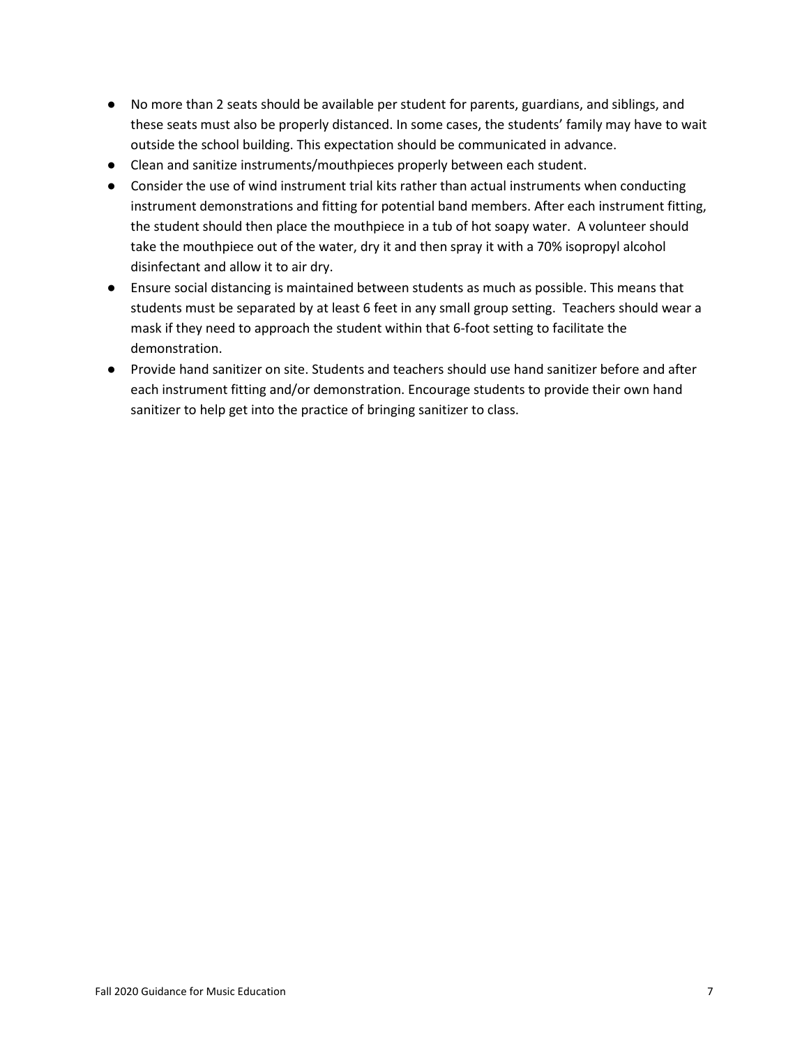- No more than 2 seats should be available per student for parents, guardians, and siblings, and these seats must also be properly distanced. In some cases, the students' family may have to wait outside the school building. This expectation should be communicated in advance.
- Clean and sanitize instruments/mouthpieces properly between each student.
- Consider the use of wind instrument trial kits rather than actual instruments when conducting instrument demonstrations and fitting for potential band members. After each instrument fitting, the student should then place the mouthpiece in a tub of hot soapy water. A volunteer should take the mouthpiece out of the water, dry it and then spray it with a 70% isopropyl alcohol disinfectant and allow it to air dry.
- Ensure social distancing is maintained between students as much as possible. This means that students must be separated by at least 6 feet in any small group setting. Teachers should wear a mask if they need to approach the student within that 6-foot setting to facilitate the demonstration.
- Provide hand sanitizer on site. Students and teachers should use hand sanitizer before and after each instrument fitting and/or demonstration. Encourage students to provide their own hand sanitizer to help get into the practice of bringing sanitizer to class.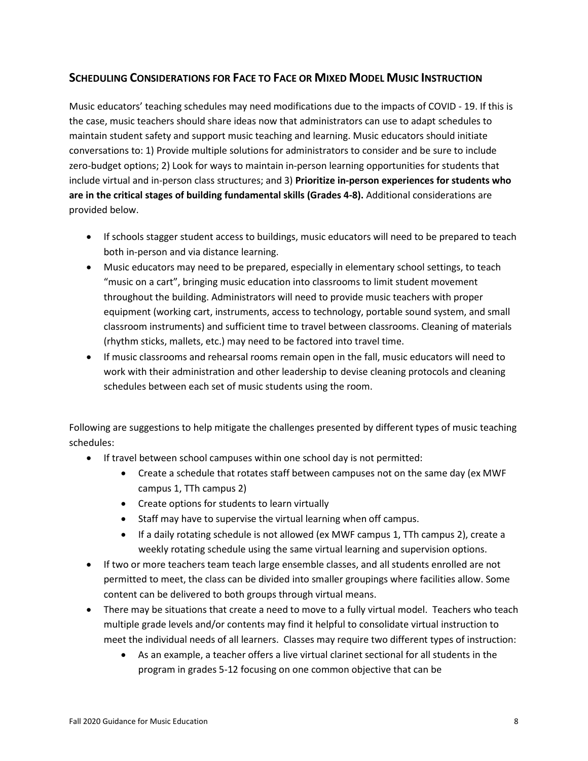## Scheduling Considerations for Face to Face or Mixed Model Music Instruction

Music educators' teaching schedules may need modifications due to the impacts of COVID - 19. If this is the case, music teachers should share ideas now that administrators can use to adapt schedules to maintain student safety and support music teaching and learning. Music educators should initiate conversations to: 1) Provide multiple solutions for administrators to consider and be sure to include zero-budget options; 2) Look for ways to maintain in-person learning opportunities for students that include virtual and in-person class structures; and 3) **Prioritize in-person experiences for students who are in the critical stages of building fundamental skills (Grades 4-8).** Additional considerations are provided below.

- If schools stagger student access to buildings, music educators will need to be prepared to teach both in-person and via distance learning.
- Music educators may need to be prepared, especially in elementary school settings, to teach "music on a cart", bringing music education into classrooms to limit student movement throughout the building. Administrators will need to provide music teachers with proper equipment (working cart, instruments, access to technology, portable sound system, and small classroom instruments) and sufficient time to travel between classrooms. Cleaning of materials (rhythm sticks, mallets, etc.) may need to be factored into travel time.
- If music classrooms and rehearsal rooms remain open in the fall, music educators will need to work with their administration and other leadership to devise cleaning protocols and cleaning schedules between each set of music students using the room.

Following are suggestions to help mitigate the challenges presented by different types of music teaching schedules:

- If travel between school campuses within one school day is not permitted:
    - Create a schedule that rotates staff between campuses not on the same day (ex MWF campus 1, TTh campus 2)
    - Create options for students to learn virtually
    - Staff may have to supervise the virtual learning when off campus.
    - If a daily rotating schedule is not allowed (ex MWF campus 1, TTh campus 2), create a weekly rotating schedule using the same virtual learning and supervision options.
- If two or more teachers team teach large ensemble classes, and all students enrolled are not permitted to meet, the class can be divided into smaller groupings where facilities allow. Some content can be delivered to both groups through virtual means.
- There may be situations that create a need to move to a fully virtual model. Teachers who teach multiple grade levels and/or contents may find it helpful to consolidate virtual instruction to meet the individual needs of all learners. Classes may require two different types of instruction:
    - As an example, a teacher offers a live virtual clarinet sectional for all students in the program in grades 5-12 focusing on one common objective that can be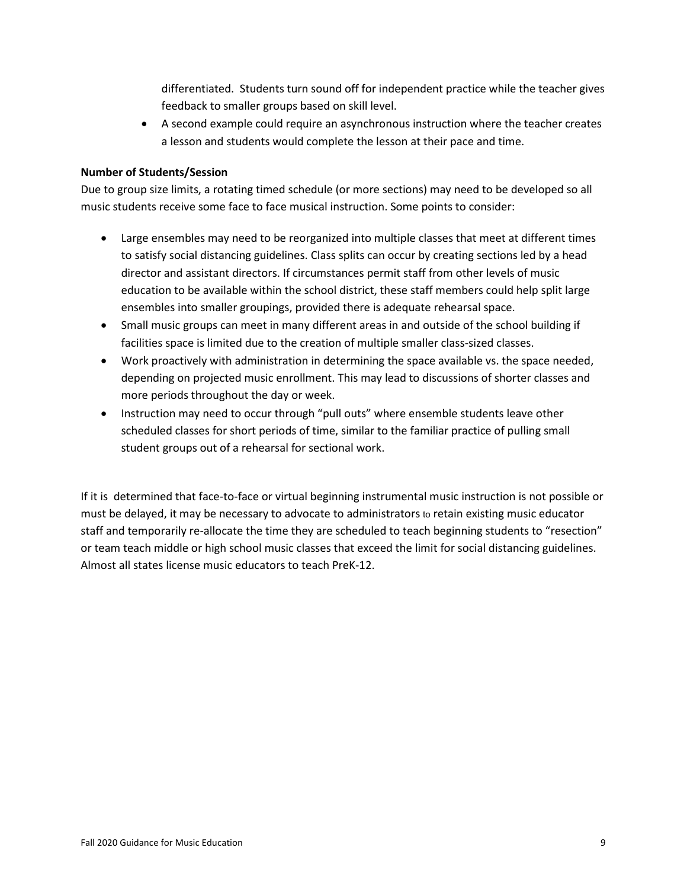differentiated. Students turn sound off for independent practice while the teacher gives feedback to smaller groups based on skill level.

- A second example could require an asynchronous instruction where the teacher creates a lesson and students would complete the lesson at their pace and time.

**Number of Students/Session**

Due to group size limits, a rotating timed schedule (or more sections) may need to be developed so all music students receive some face to face musical instruction. Some points to consider:

- Large ensembles may need to be reorganized into multiple classes that meet at different times to satisfy social distancing guidelines. Class splits can occur by creating sections led by a head director and assistant directors. If circumstances permit staff from other levels of music education to be available within the school district, these staff members could help split large ensembles into smaller groupings, provided there is adequate rehearsal space.
- Small music groups can meet in many different areas in and outside of the school building if facilities space is limited due to the creation of multiple smaller class-sized classes.
- Work proactively with administration in determining the space available vs. the space needed, depending on projected music enrollment. This may lead to discussions of shorter classes and more periods throughout the day or week.
- Instruction may need to occur through "pull outs" where ensemble students leave other scheduled classes for short periods of time, similar to the familiar practice of pulling small student groups out of a rehearsal for sectional work.

If it is determined that face-to-face or virtual beginning instrumental music instruction is not possible or must be delayed, it may be necessary to advocate to administrators to retain existing music educator staff and temporarily re-allocate the time they are scheduled to teach beginning students to "resection" or team teach middle or high school music classes that exceed the limit for social distancing guidelines. Almost all states license music educators to teach PreK-12.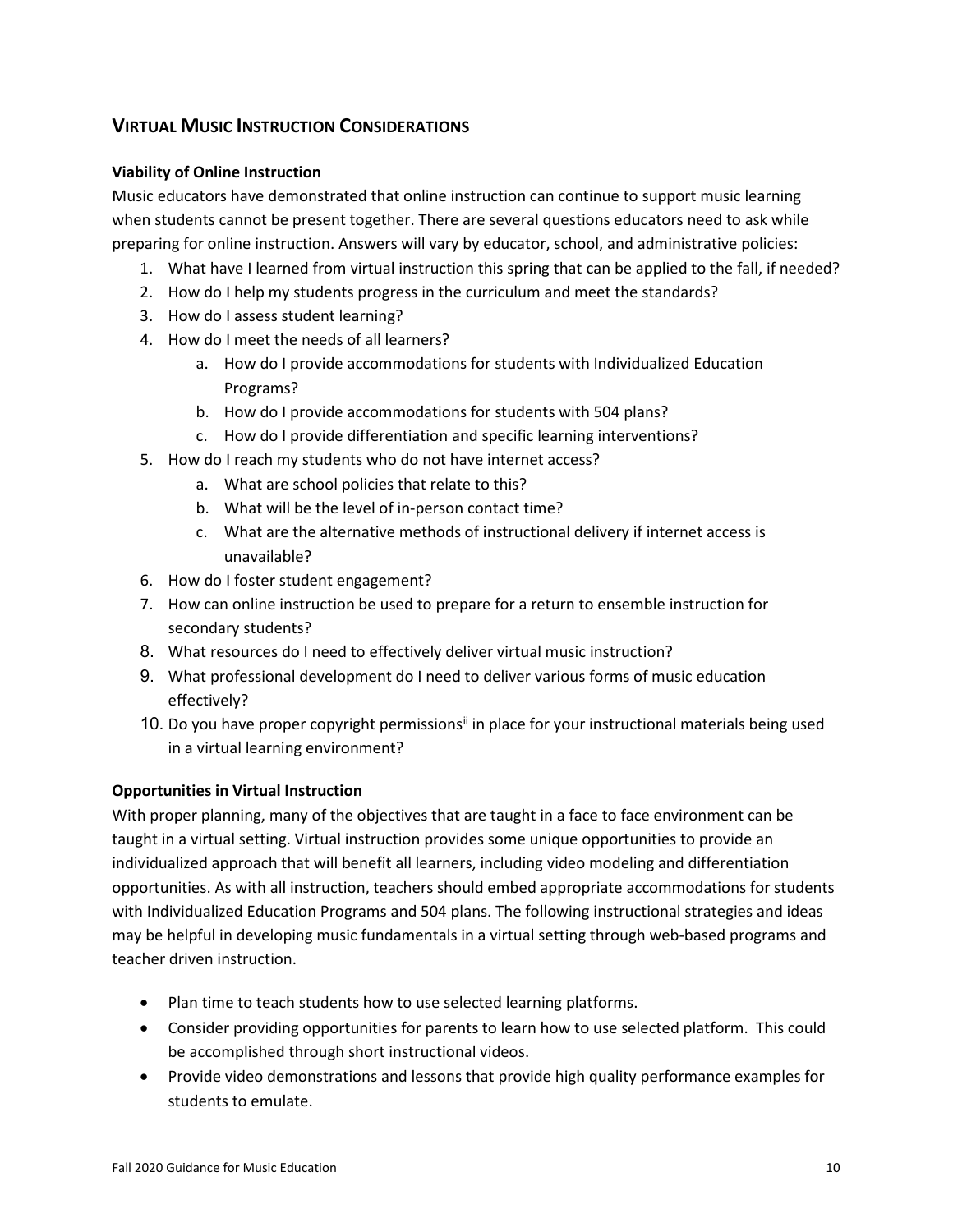## Virtual Music Instruction Considerations

### Viability of Online Instruction

Music educators have demonstrated that online instruction can continue to support music learning when students cannot be present together. There are several questions educators need to ask while preparing for online instruction. Answers will vary by educator, school, and administrative policies:

1. What have I learned from virtual instruction this spring that can be applied to the fall, if needed?
2. How do I help my students progress in the curriculum and meet the standards?
3. How do I assess student learning?
4. How do I meet the needs of all learners?
   a. How do I provide accommodations for students with Individualized Education Programs?
   b. How do I provide accommodations for students with 504 plans?
   c. How do I provide differentiation and specific learning interventions?
5. How do I reach my students who do not have internet access?
   a. What are school policies that relate to this?
   b. What will be the level of in-person contact time?
   c. What are the alternative methods of instructional delivery if internet access is unavailable?
6. How do I foster student engagement?
7. How can online instruction be used to prepare for a return to ensemble instruction for secondary students?
8. What resources do I need to effectively deliver virtual music instruction?
9. What professional development do I need to deliver various forms of music education effectively?
10. Do you have proper copyright permissions[ii] in place for your instructional materials being used in a virtual learning environment?

### Opportunities in Virtual Instruction

With proper planning, many of the objectives that are taught in a face to face environment can be taught in a virtual setting. Virtual instruction provides some unique opportunities to provide an individualized approach that will benefit all learners, including video modeling and differentiation opportunities. As with all instruction, teachers should embed appropriate accommodations for students with Individualized Education Programs and 504 plans. The following instructional strategies and ideas may be helpful in developing music fundamentals in a virtual setting through web-based programs and teacher driven instruction.

- Plan time to teach students how to use selected learning platforms.
- Consider providing opportunities for parents to learn how to use selected platform. This could be accomplished through short instructional videos.
- Provide video demonstrations and lessons that provide high quality performance examples for students to emulate.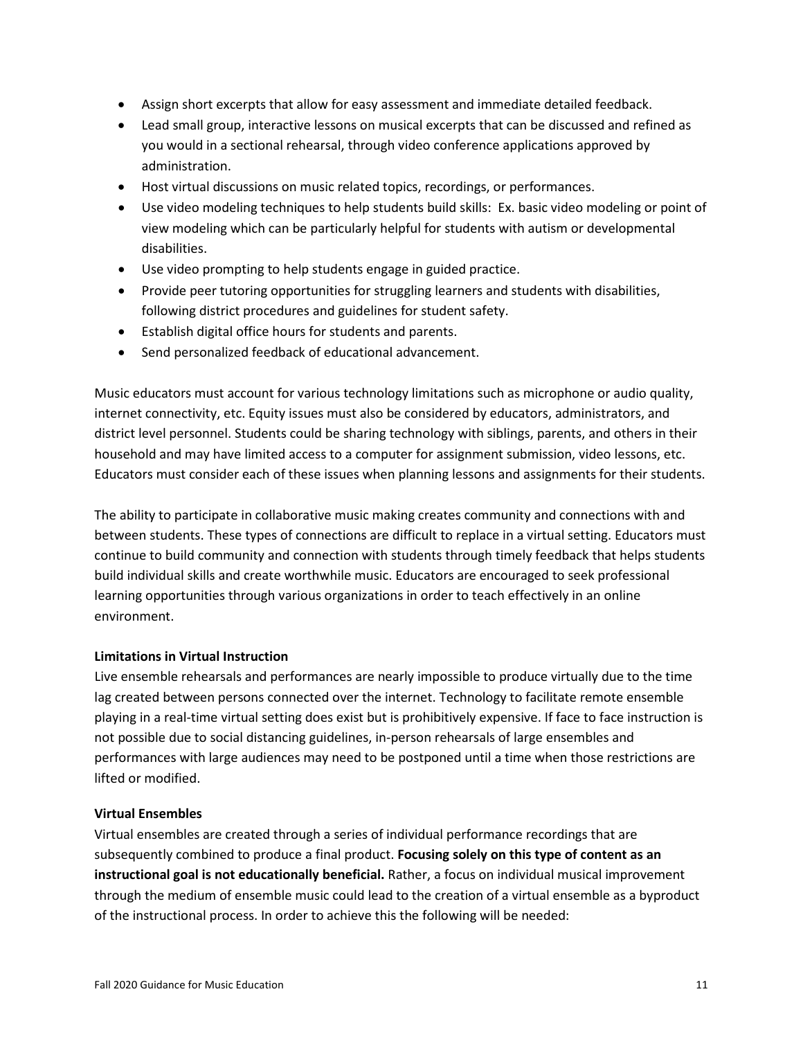- Assign short excerpts that allow for easy assessment and immediate detailed feedback.
- Lead small group, interactive lessons on musical excerpts that can be discussed and refined as you would in a sectional rehearsal, through video conference applications approved by administration.
- Host virtual discussions on music related topics, recordings, or performances.
- Use video modeling techniques to help students build skills: Ex. basic video modeling or point of view modeling which can be particularly helpful for students with autism or developmental disabilities.
- Use video prompting to help students engage in guided practice.
- Provide peer tutoring opportunities for struggling learners and students with disabilities, following district procedures and guidelines for student safety.
- Establish digital office hours for students and parents.
- Send personalized feedback of educational advancement.

Music educators must account for various technology limitations such as microphone or audio quality, internet connectivity, etc. Equity issues must also be considered by educators, administrators, and district level personnel. Students could be sharing technology with siblings, parents, and others in their household and may have limited access to a computer for assignment submission, video lessons, etc. Educators must consider each of these issues when planning lessons and assignments for their students.

The ability to participate in collaborative music making creates community and connections with and between students. These types of connections are difficult to replace in a virtual setting. Educators must continue to build community and connection with students through timely feedback that helps students build individual skills and create worthwhile music. Educators are encouraged to seek professional learning opportunities through various organizations in order to teach effectively in an online environment.

**Limitations in Virtual Instruction**

Live ensemble rehearsals and performances are nearly impossible to produce virtually due to the time lag created between persons connected over the internet. Technology to facilitate remote ensemble playing in a real-time virtual setting does exist but is prohibitively expensive. If face to face instruction is not possible due to social distancing guidelines, in-person rehearsals of large ensembles and performances with large audiences may need to be postponed until a time when those restrictions are lifted or modified.

**Virtual Ensembles**

Virtual ensembles are created through a series of individual performance recordings that are subsequently combined to produce a final product. **Focusing solely on this type of content as an instructional goal is not educationally beneficial.** Rather, a focus on individual musical improvement through the medium of ensemble music could lead to the creation of a virtual ensemble as a byproduct of the instructional process. In order to achieve this the following will be needed: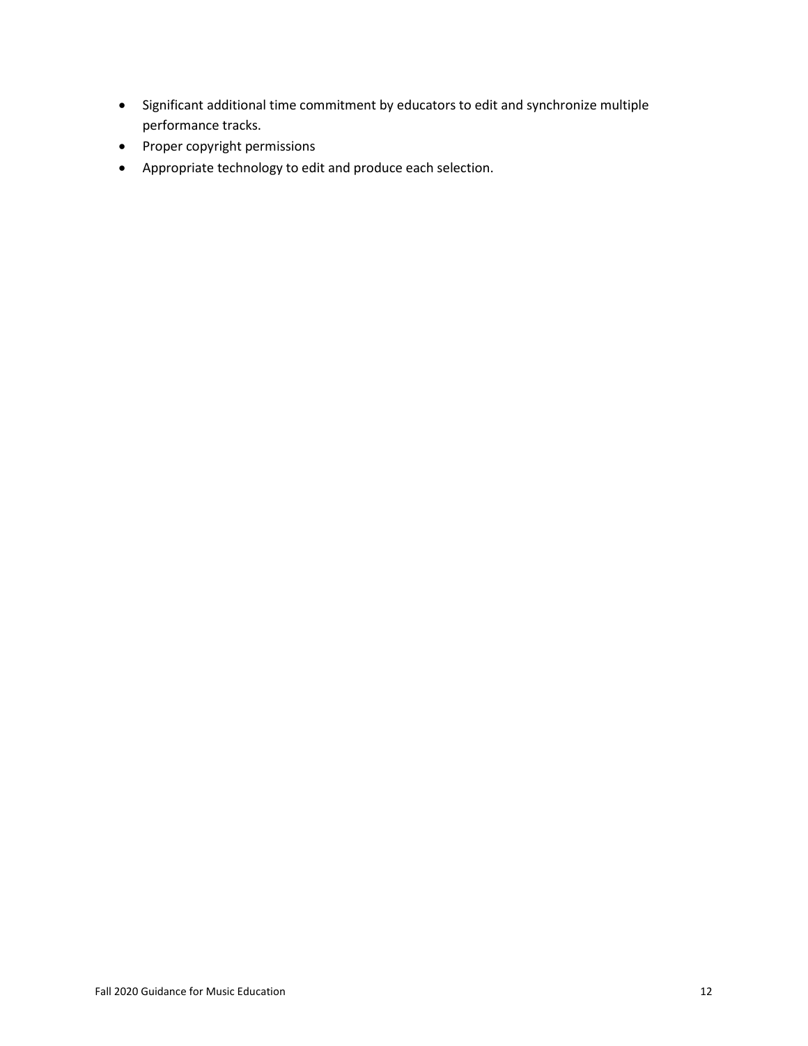- Significant additional time commitment by educators to edit and synchronize multiple performance tracks.
- Proper copyright permissions
- Appropriate technology to edit and produce each selection.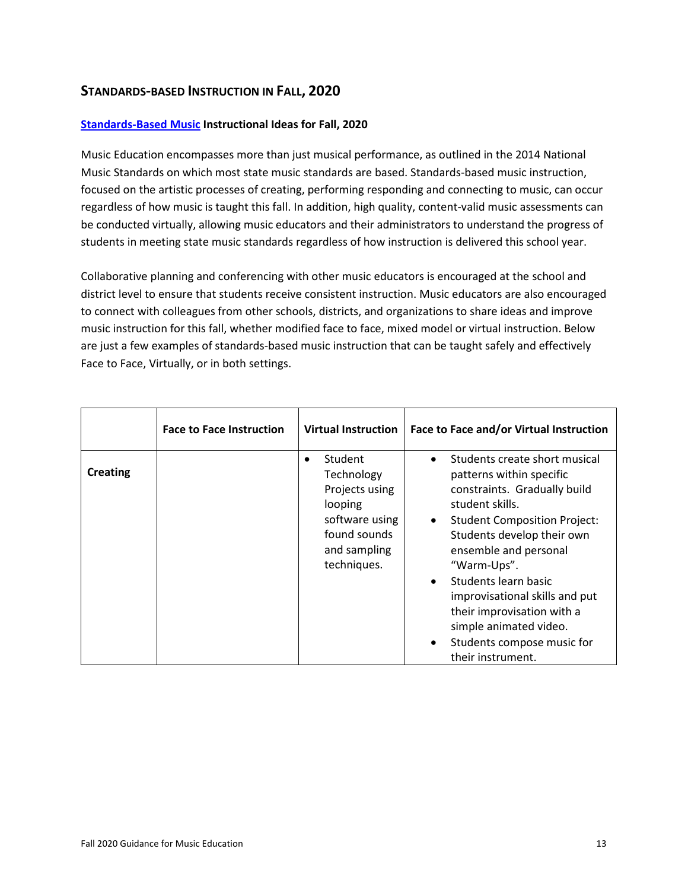## STANDARDS-BASED INSTRUCTION IN FALL, 2020

**[Standards-Based Music](#) Instructional Ideas for Fall, 2020**

Music Education encompasses more than just musical performance, as outlined in the 2014 National Music Standards on which most state music standards are based. Standards-based music instruction, focused on the artistic processes of creating, performing responding and connecting to music, can occur regardless of how music is taught this fall. In addition, high quality, content-valid music assessments can be conducted virtually, allowing music educators and their administrators to understand the progress of students in meeting state music standards regardless of how instruction is delivered this school year.

Collaborative planning and conferencing with other music educators is encouraged at the school and district level to ensure that students receive consistent instruction. Music educators are also encouraged to connect with colleagues from other schools, districts, and organizations to share ideas and improve music instruction for this fall, whether modified face to face, mixed model or virtual instruction. Below are just a few examples of standards-based music instruction that can be taught safely and effectively Face to Face, Virtually, or in both settings.

| | Face to Face Instruction | Virtual Instruction | Face to Face and/or Virtual Instruction |
|---|---|---|---|
| **Creating** | | • Student Technology Projects using looping software using found sounds and sampling techniques. | • Students create short musical patterns within specific constraints. Gradually build student skills.<br>• Student Composition Project: Students develop their own ensemble and personal "Warm-Ups".<br>• Students learn basic improvisational skills and put their improvisation with a simple animated video.<br>• Students compose music for their instrument. |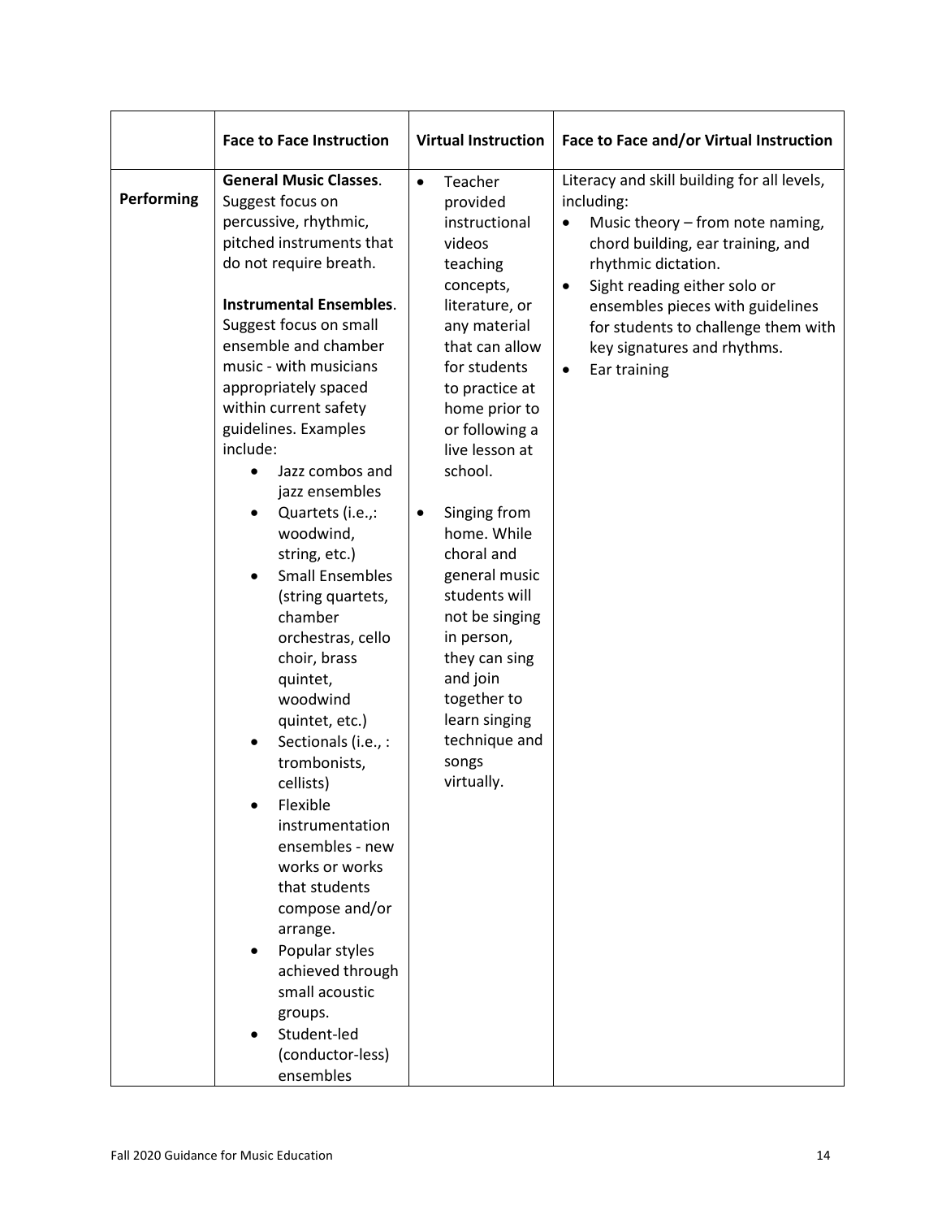| | Face to Face Instruction | Virtual Instruction | Face to Face and/or Virtual Instruction |
|---|---|---|---|
| **Performing** | **General Music Classes**. Suggest focus on percussive, rhythmic, pitched instruments that do not require breath.<br><br>**Instrumental Ensembles**. Suggest focus on small ensemble and chamber music - with musicians appropriately spaced within current safety guidelines. Examples include:<br>• Jazz combos and jazz ensembles<br>• Quartets (i.e.,: woodwind, string, etc.)<br>• Small Ensembles (string quartets, chamber orchestras, cello choir, brass quintet, woodwind quintet, etc.)<br>• Sectionals (i.e., : trombonists, cellists)<br>• Flexible instrumentation ensembles - new works or works that students compose and/or arrange.<br>• Popular styles achieved through small acoustic groups.<br>• Student-led (conductor-less) ensembles | • Teacher provided instructional videos teaching concepts, literature, or any material that can allow for students to practice at home prior to or following a live lesson at school.<br><br>• Singing from home. While choral and general music students will not be singing in person, they can sing and join together to learn singing technique and songs virtually. | Literacy and skill building for all levels, including:<br>• Music theory – from note naming, chord building, ear training, and rhythmic dictation.<br>• Sight reading either solo or ensembles pieces with guidelines for students to challenge them with key signatures and rhythms.<br>• Ear training |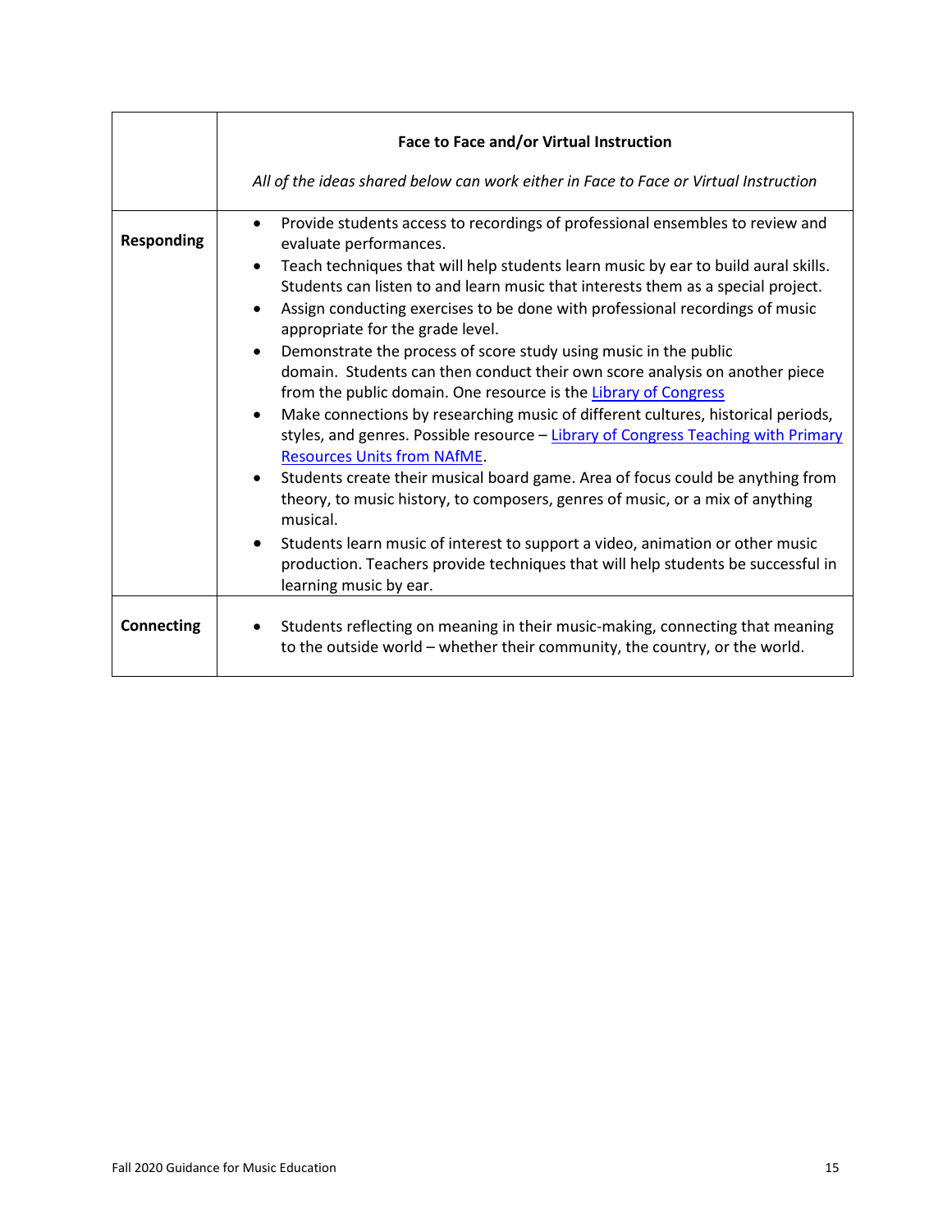| | **Face to Face and/or Virtual Instruction**<br><br>*All of the ideas shared below can work either in Face to Face or Virtual Instruction* |
|---|---|
| **Responding** | • Provide students access to recordings of professional ensembles to review and evaluate performances.<br>• Teach techniques that will help students learn music by ear to build aural skills. Students can listen to and learn music that interests them as a special project.<br>• Assign conducting exercises to be done with professional recordings of music appropriate for the grade level.<br>• Demonstrate the process of score study using music in the public domain. Students can then conduct their own score analysis on another piece from the public domain. One resource is the [Library of Congress]<br>• Make connections by researching music of different cultures, historical periods, styles, and genres. Possible resource – [Library of Congress Teaching with Primary Resources Units from NAfME].<br>• Students create their musical board game. Area of focus could be anything from theory, to music history, to composers, genres of music, or a mix of anything musical.<br>• Students learn music of interest to support a video, animation or other music production. Teachers provide techniques that will help students be successful in learning music by ear. |
| **Connecting** | • Students reflecting on meaning in their music-making, connecting that meaning to the outside world – whether their community, the country, or the world. |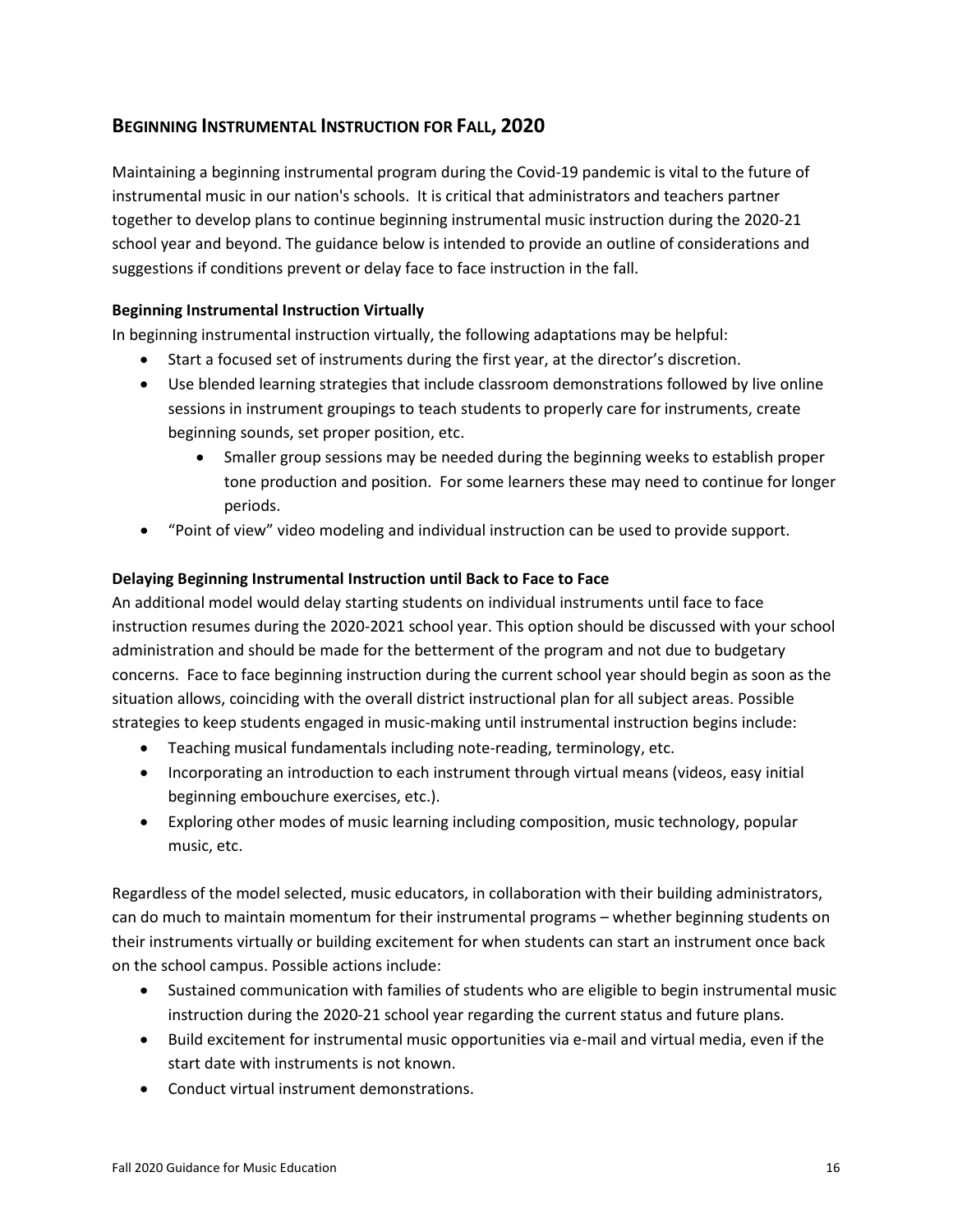## Beginning Instrumental Instruction for Fall, 2020

Maintaining a beginning instrumental program during the Covid-19 pandemic is vital to the future of instrumental music in our nation's schools. It is critical that administrators and teachers partner together to develop plans to continue beginning instrumental music instruction during the 2020-21 school year and beyond. The guidance below is intended to provide an outline of considerations and suggestions if conditions prevent or delay face to face instruction in the fall.

**Beginning Instrumental Instruction Virtually**

In beginning instrumental instruction virtually, the following adaptations may be helpful:

- Start a focused set of instruments during the first year, at the director's discretion.
- Use blended learning strategies that include classroom demonstrations followed by live online sessions in instrument groupings to teach students to properly care for instruments, create beginning sounds, set proper position, etc.
    - Smaller group sessions may be needed during the beginning weeks to establish proper tone production and position. For some learners these may need to continue for longer periods.
- "Point of view" video modeling and individual instruction can be used to provide support.

**Delaying Beginning Instrumental Instruction until Back to Face to Face**

An additional model would delay starting students on individual instruments until face to face instruction resumes during the 2020-2021 school year. This option should be discussed with your school administration and should be made for the betterment of the program and not due to budgetary concerns. Face to face beginning instruction during the current school year should begin as soon as the situation allows, coinciding with the overall district instructional plan for all subject areas. Possible strategies to keep students engaged in music-making until instrumental instruction begins include:

- Teaching musical fundamentals including note-reading, terminology, etc.
- Incorporating an introduction to each instrument through virtual means (videos, easy initial beginning embouchure exercises, etc.).
- Exploring other modes of music learning including composition, music technology, popular music, etc.

Regardless of the model selected, music educators, in collaboration with their building administrators, can do much to maintain momentum for their instrumental programs – whether beginning students on their instruments virtually or building excitement for when students can start an instrument once back on the school campus. Possible actions include:

- Sustained communication with families of students who are eligible to begin instrumental music instruction during the 2020-21 school year regarding the current status and future plans.
- Build excitement for instrumental music opportunities via e-mail and virtual media, even if the start date with instruments is not known.
- Conduct virtual instrument demonstrations.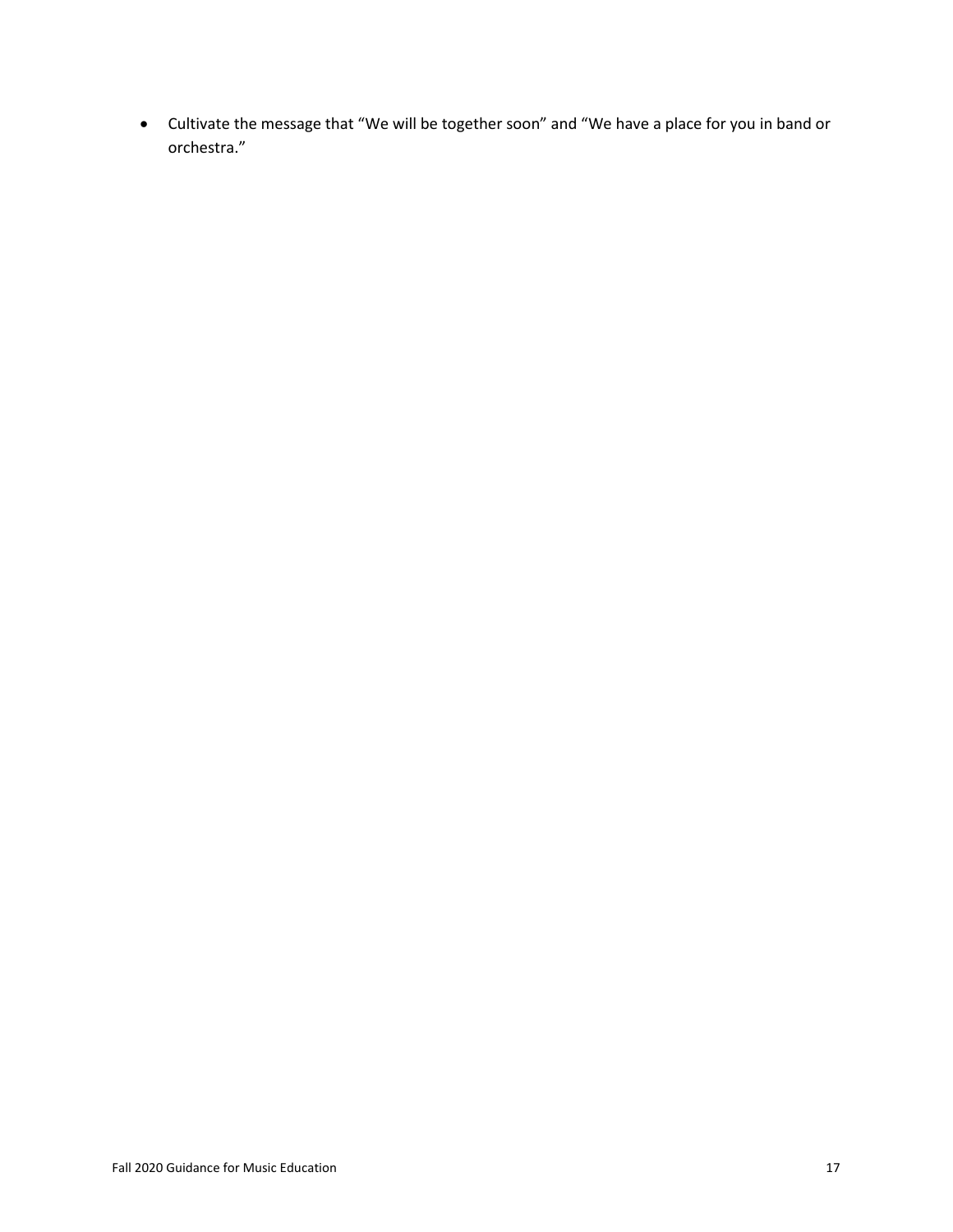- Cultivate the message that “We will be together soon” and “We have a place for you in band or orchestra.”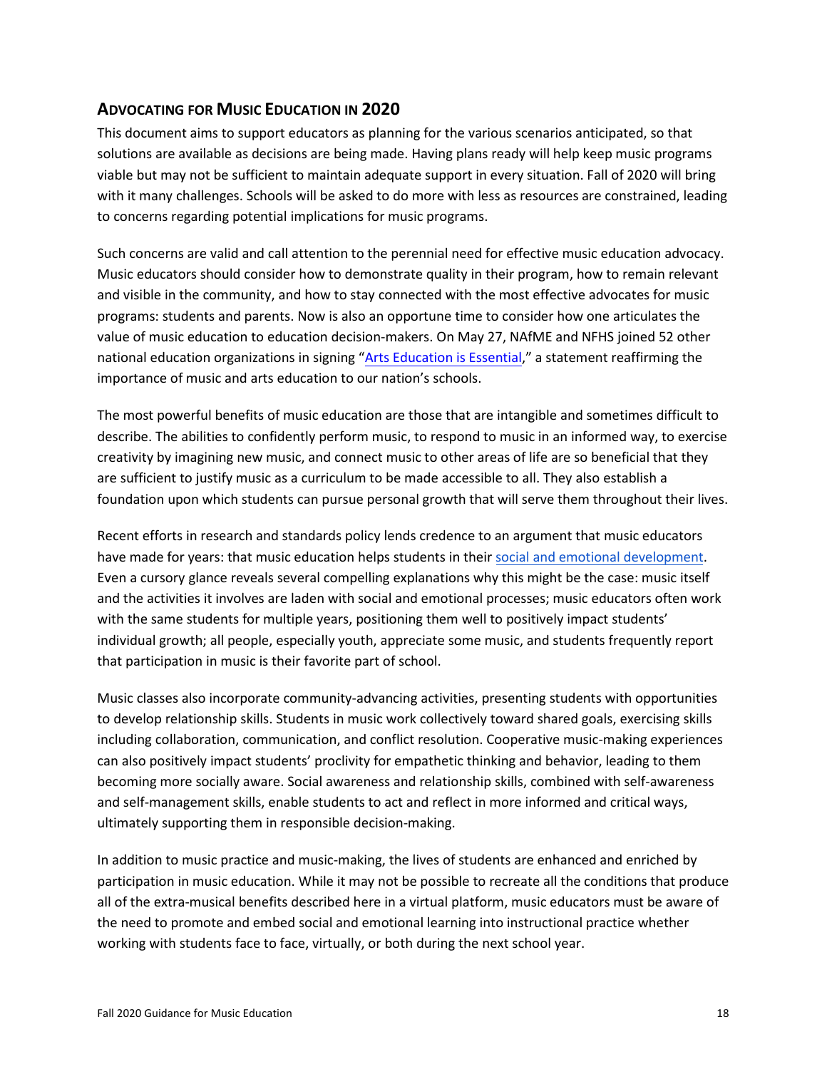## Advocating for Music Education in 2020

This document aims to support educators as planning for the various scenarios anticipated, so that solutions are available as decisions are being made. Having plans ready will help keep music programs viable but may not be sufficient to maintain adequate support in every situation. Fall of 2020 will bring with it many challenges. Schools will be asked to do more with less as resources are constrained, leading to concerns regarding potential implications for music programs.

Such concerns are valid and call attention to the perennial need for effective music education advocacy. Music educators should consider how to demonstrate quality in their program, how to remain relevant and visible in the community, and how to stay connected with the most effective advocates for music programs: students and parents. Now is also an opportune time to consider how one articulates the value of music education to education decision-makers. On May 27, NAfME and NFHS joined 52 other national education organizations in signing "Arts Education is Essential," a statement reaffirming the importance of music and arts education to our nation's schools.

The most powerful benefits of music education are those that are intangible and sometimes difficult to describe. The abilities to confidently perform music, to respond to music in an informed way, to exercise creativity by imagining new music, and connect music to other areas of life are so beneficial that they are sufficient to justify music as a curriculum to be made accessible to all. They also establish a foundation upon which students can pursue personal growth that will serve them throughout their lives.

Recent efforts in research and standards policy lends credence to an argument that music educators have made for years: that music education helps students in their social and emotional development. Even a cursory glance reveals several compelling explanations why this might be the case: music itself and the activities it involves are laden with social and emotional processes; music educators often work with the same students for multiple years, positioning them well to positively impact students' individual growth; all people, especially youth, appreciate some music, and students frequently report that participation in music is their favorite part of school.

Music classes also incorporate community-advancing activities, presenting students with opportunities to develop relationship skills. Students in music work collectively toward shared goals, exercising skills including collaboration, communication, and conflict resolution. Cooperative music-making experiences can also positively impact students' proclivity for empathetic thinking and behavior, leading to them becoming more socially aware. Social awareness and relationship skills, combined with self-awareness and self-management skills, enable students to act and reflect in more informed and critical ways, ultimately supporting them in responsible decision-making.

In addition to music practice and music-making, the lives of students are enhanced and enriched by participation in music education. While it may not be possible to recreate all the conditions that produce all of the extra-musical benefits described here in a virtual platform, music educators must be aware of the need to promote and embed social and emotional learning into instructional practice whether working with students face to face, virtually, or both during the next school year.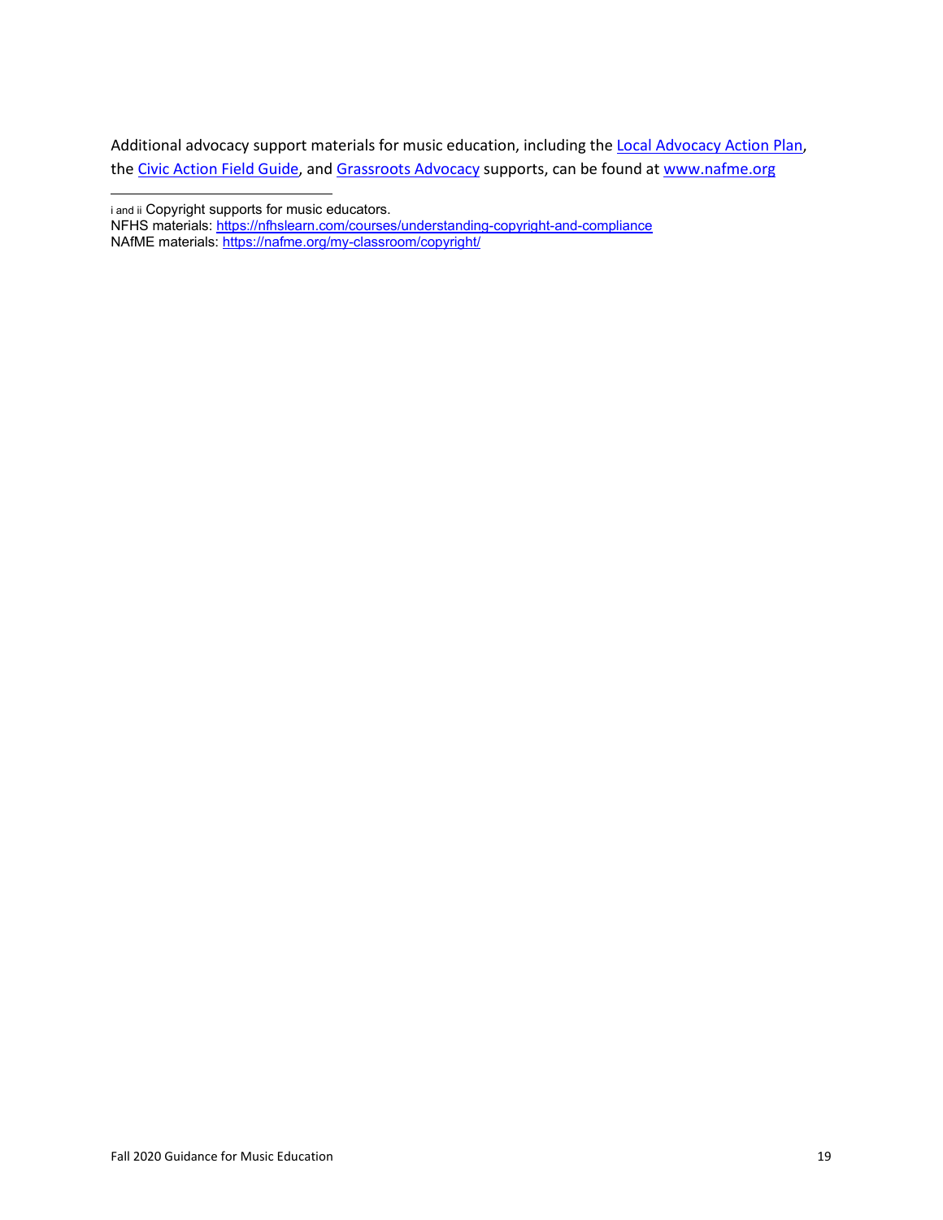Additional advocacy support materials for music education, including the Local Advocacy Action Plan, the Civic Action Field Guide, and Grassroots Advocacy supports, can be found at www.nafme.org

---

i and ii Copyright supports for music educators.
NFHS materials: https://nfhslearn.com/courses/understanding-copyright-and-compliance
NAfME materials: https://nafme.org/my-classroom/copyright/